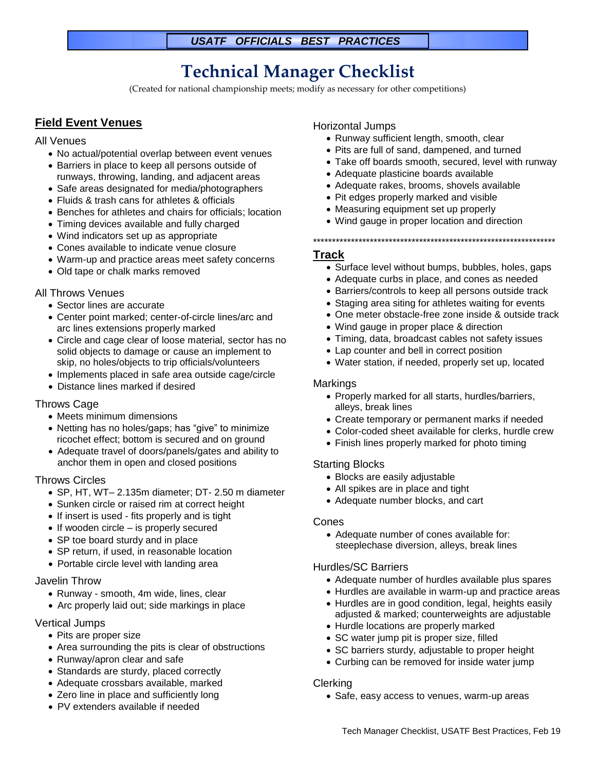*USATF OFFICIALS BEST PRACTICES*

# Technical Manager Checklist

(Created for national championship meets; modify as necessary for other competitions)

## Field Event Venues

### All Venues

- No actual/potential overlap between event venues
- Barriers in place to keep all persons outside of runways, throwing, landing, and adjacent areas
- Safe areas designated for media/photographers
- Fluids & trash cans for athletes & officials
- Benches for athletes and chairs for officials; location
- Timing devices available and fully charged
- Wind indicators set up as appropriate
- Cones available to indicate venue closure
- Warm-up and practice areas meet safety concerns
- Old tape or chalk marks removed

### All Throws Venues

- Sector lines are accurate
- Center point marked; center-of-circle lines/arc and arc lines extensions properly marked
- Circle and cage clear of loose material, sector has no solid objects to damage or cause an implement to skip, no holes/objects to trip officials/volunteers
- Implements placed in safe area outside cage/circle
- Distance lines marked if desired

### Throws Cage

- Meets minimum dimensions
- Netting has no holes/gaps; has "give" to minimize ricochet effect; bottom is secured and on ground
- Adequate travel of doors/panels/gates and ability to anchor them in open and closed positions

### Throws Circles

- SP, HT, WT– 2.135m diameter; DT- 2.50 m diameter
- Sunken circle or raised rim at correct height
- If insert is used - fits properly and is tight
- If wooden circle – is properly secured
- SP toe board sturdy and in place
- SP return, if used, in reasonable location
- Portable circle level with landing area

### Javelin Throw

- Runway - smooth, 4m wide, lines, clear
- Arc properly laid out; side markings in place

### Vertical Jumps

- Pits are proper size
- Area surrounding the pits is clear of obstructions
- Runway/apron clear and safe
- Standards are sturdy, placed correctly
- Adequate crossbars available, marked
- Zero line in place and sufficiently long
- PV extenders available if needed

### Horizontal Jumps

- Runway sufficient length, smooth, clear
- Pits are full of sand, dampened, and turned
- Take off boards smooth, secured, level with runway
- Adequate plasticine boards available
- Adequate rakes, brooms, shovels available
- Pit edges properly marked and visible
- Measuring equipment set up properly
- Wind gauge in proper location and direction

*****************************************************************

## Track

- Surface level without bumps, bubbles, holes, gaps
- Adequate curbs in place, and cones as needed
- Barriers/controls to keep all persons outside track
- Staging area siting for athletes waiting for events
- One meter obstacle-free zone inside & outside track
- Wind gauge in proper place & direction
- Timing, data, broadcast cables not safety issues
- Lap counter and bell in correct position
- Water station, if needed, properly set up, located

### Markings

- Properly marked for all starts, hurdles/barriers, alleys, break lines
- Create temporary or permanent marks if needed
- Color-coded sheet available for clerks, hurdle crew
- Finish lines properly marked for photo timing

### Starting Blocks

- Blocks are easily adjustable
- All spikes are in place and tight
- Adequate number blocks, and cart

### Cones

- Adequate number of cones available for: steeplechase diversion, alleys, break lines

### Hurdles/SC Barriers

- Adequate number of hurdles available plus spares
- Hurdles are available in warm-up and practice areas
- Hurdles are in good condition, legal, heights easily adjusted & marked; counterweights are adjustable
- Hurdle locations are properly marked
- SC water jump pit is proper size, filled
- SC barriers sturdy, adjustable to proper height
- Curbing can be removed for inside water jump

### Clerking

- Safe, easy access to venues, warm-up areas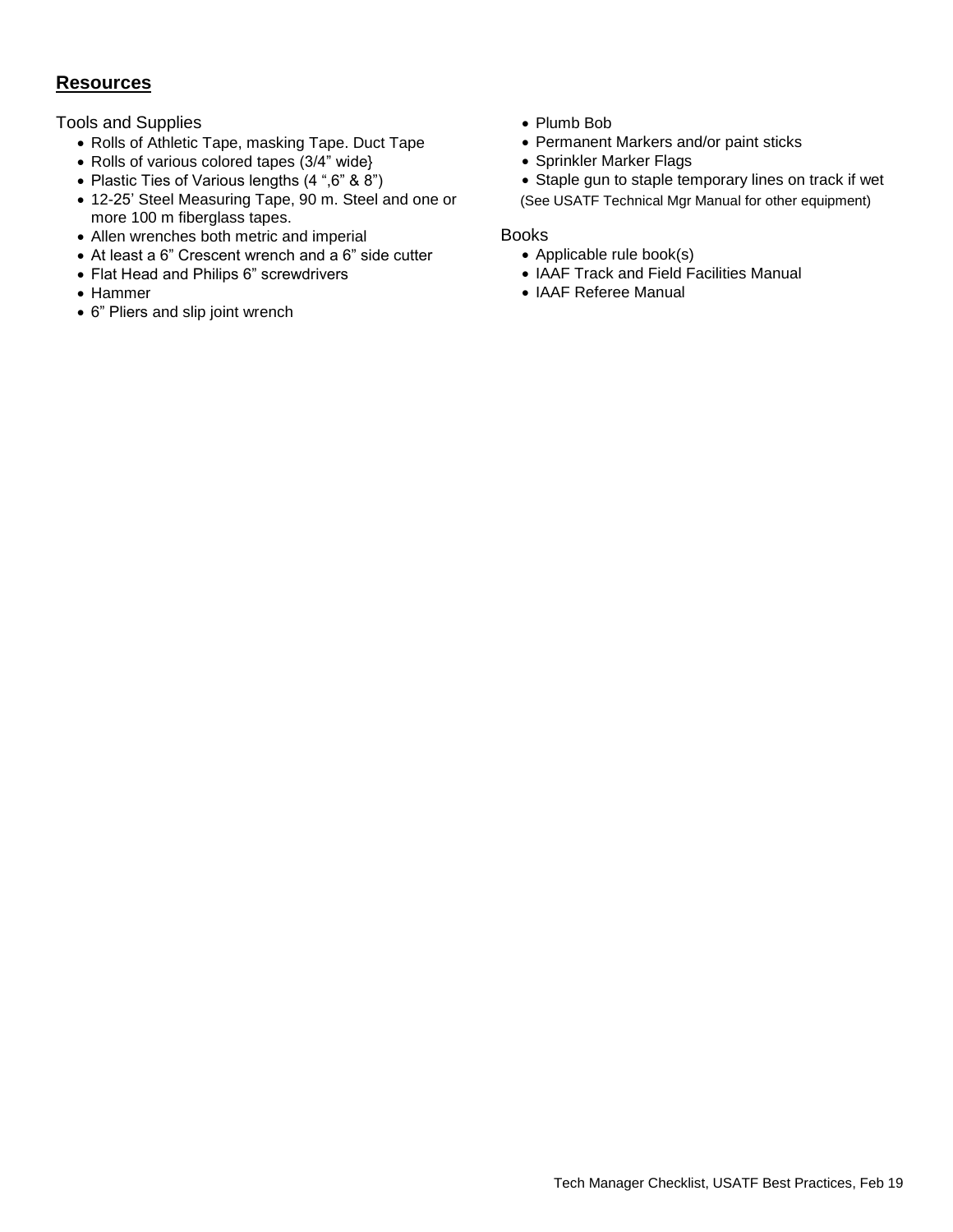## Resources

Tools and Supplies

- Rolls of Athletic Tape, masking Tape. Duct Tape
- Rolls of various colored tapes (3/4" wide}
- Plastic Ties of Various lengths (4 ",6" & 8")
- 12-25' Steel Measuring Tape, 90 m. Steel and one or more 100 m fiberglass tapes.
- Allen wrenches both metric and imperial
- At least a 6" Crescent wrench and a 6" side cutter
- Flat Head and Philips 6" screwdrivers
- Hammer
- 6" Pliers and slip joint wrench
- Plumb Bob
- Permanent Markers and/or paint sticks
- Sprinkler Marker Flags
- Staple gun to staple temporary lines on track if wet

(See USATF Technical Mgr Manual for other equipment)

Books

- Applicable rule book(s)
- IAAF Track and Field Facilities Manual
- IAAF Referee Manual